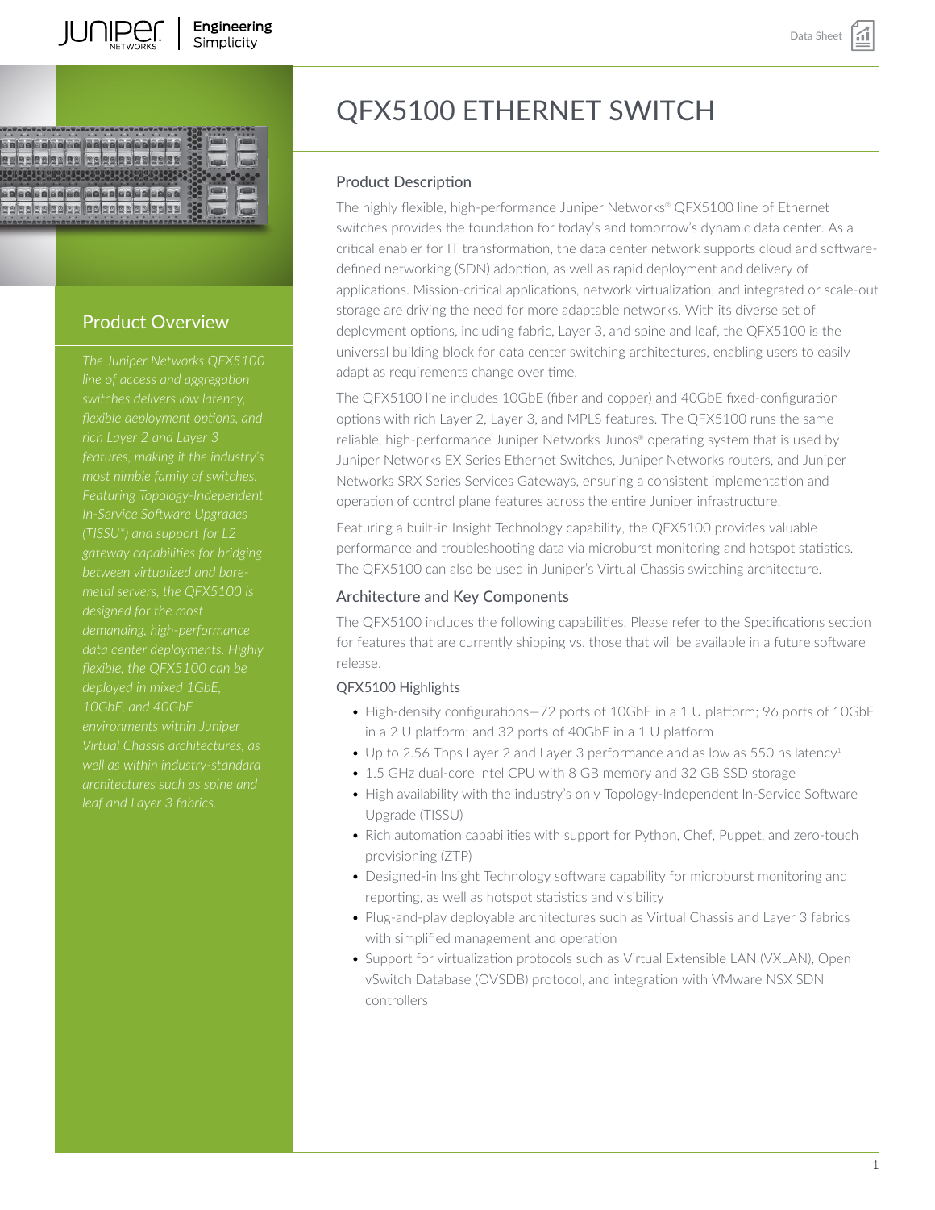# QFX5100 ETHERNET SWITCH

## Product Overview

*The Juniper Networks QFX5100 line of access and aggregation switches delivers low latency, flexible deployment options, and rich Layer 2 and Layer 3 features, making it the industry's most nimble family of switches. Featuring Topology-Independent In-Service Software Upgrades (TISSU*) and support for L2 gateway capabilities for bridging between virtualized and bare-metal servers, the QFX5100 is designed for the most demanding, high-performance data center deployments. Highly flexible, the QFX5100 can be deployed in mixed 1GbE, 10GbE, and 40GbE environments within Juniper Virtual Chassis architectures, as well as within industry-standard architectures such as spine and leaf and Layer 3 fabrics.*

## Product Description

The highly flexible, high-performance Juniper Networks® QFX5100 line of Ethernet switches provides the foundation for today's and tomorrow's dynamic data center. As a critical enabler for IT transformation, the data center network supports cloud and software-defined networking (SDN) adoption, as well as rapid deployment and delivery of applications. Mission-critical applications, network virtualization, and integrated or scale-out storage are driving the need for more adaptable networks. With its diverse set of deployment options, including fabric, Layer 3, and spine and leaf, the QFX5100 is the universal building block for data center switching architectures, enabling users to easily adapt as requirements change over time.

The QFX5100 line includes 10GbE (fiber and copper) and 40GbE fixed-configuration options with rich Layer 2, Layer 3, and MPLS features. The QFX5100 runs the same reliable, high-performance Juniper Networks Junos® operating system that is used by Juniper Networks EX Series Ethernet Switches, Juniper Networks routers, and Juniper Networks SRX Series Services Gateways, ensuring a consistent implementation and operation of control plane features across the entire Juniper infrastructure.

Featuring a built-in Insight Technology capability, the QFX5100 provides valuable performance and troubleshooting data via microburst monitoring and hotspot statistics. The QFX5100 can also be used in Juniper's Virtual Chassis switching architecture.

## Architecture and Key Components

The QFX5100 includes the following capabilities. Please refer to the Specifications section for features that are currently shipping vs. those that will be available in a future software release.

### QFX5100 Highlights

- High-density configurations—72 ports of 10GbE in a 1 U platform; 96 ports of 10GbE in a 2 U platform; and 32 ports of 40GbE in a 1 U platform
- Up to 2.56 Tbps Layer 2 and Layer 3 performance and as low as 550 ns latency[1]
- 1.5 GHz dual-core Intel CPU with 8 GB memory and 32 GB SSD storage
- High availability with the industry's only Topology-Independent In-Service Software Upgrade (TISSU)
- Rich automation capabilities with support for Python, Chef, Puppet, and zero-touch provisioning (ZTP)
- Designed-in Insight Technology software capability for microburst monitoring and reporting, as well as hotspot statistics and visibility
- Plug-and-play deployable architectures such as Virtual Chassis and Layer 3 fabrics with simplified management and operation
- Support for virtualization protocols such as Virtual Extensible LAN (VXLAN), Open vSwitch Database (OVSDB) protocol, and integration with VMware NSX SDN controllers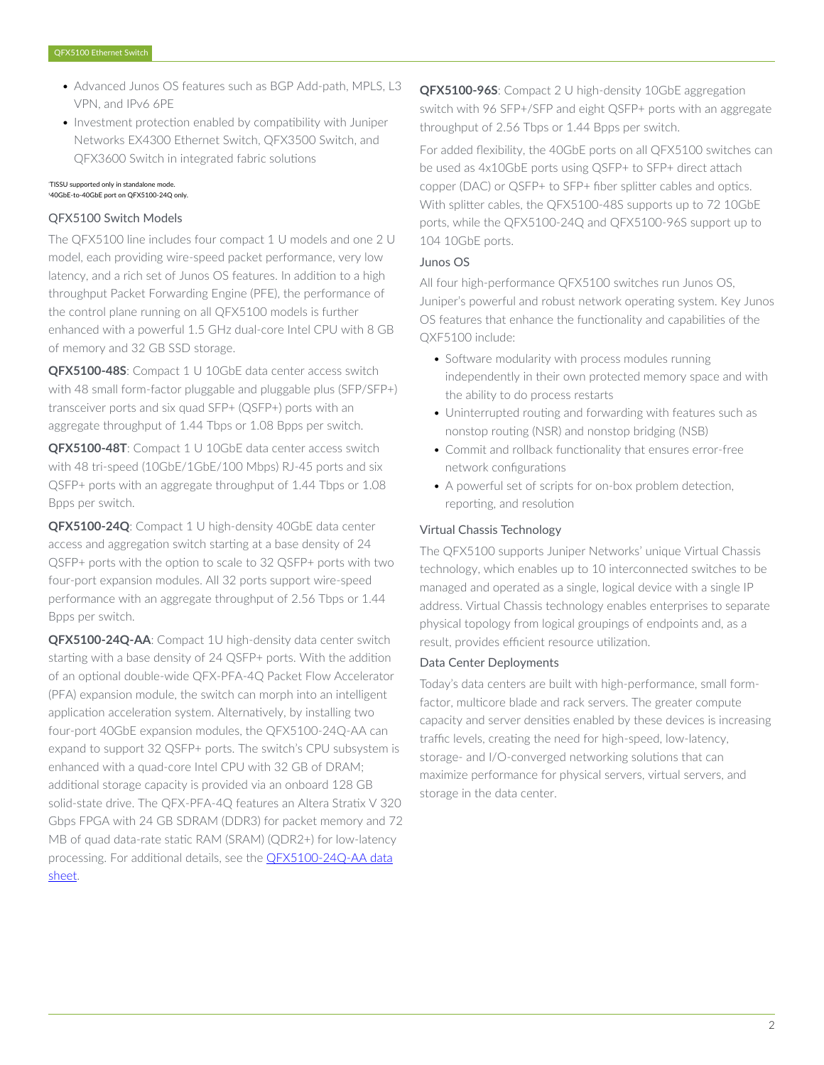- Advanced Junos OS features such as BGP Add-path, MPLS, L3 VPN, and IPv6 6PE
- Investment protection enabled by compatibility with Juniper Networks EX4300 Ethernet Switch, QFX3500 Switch, and QFX3600 Switch in integrated fabric solutions

[1]TISSU supported only in standalone mode.
[2]40GbE-to-40GbE port on QFX5100-24Q only.

## QFX5100 Switch Models

The QFX5100 line includes four compact 1 U models and one 2 U model, each providing wire-speed packet performance, very low latency, and a rich set of Junos OS features. In addition to a high throughput Packet Forwarding Engine (PFE), the performance of the control plane running on all QFX5100 models is further enhanced with a powerful 1.5 GHz dual-core Intel CPU with 8 GB of memory and 32 GB SSD storage.

**QFX5100-48S**: Compact 1 U 10GbE data center access switch with 48 small form-factor pluggable and pluggable plus (SFP/SFP+) transceiver ports and six quad SFP+ (QSFP+) ports with an aggregate throughput of 1.44 Tbps or 1.08 Bpps per switch.

**QFX5100-48T**: Compact 1 U 10GbE data center access switch with 48 tri-speed (10GbE/1GbE/100 Mbps) RJ-45 ports and six QSFP+ ports with an aggregate throughput of 1.44 Tbps or 1.08 Bpps per switch.

**QFX5100-24Q**: Compact 1 U high-density 40GbE data center access and aggregation switch starting at a base density of 24 QSFP+ ports with the option to scale to 32 QSFP+ ports with two four-port expansion modules. All 32 ports support wire-speed performance with an aggregate throughput of 2.56 Tbps or 1.44 Bpps per switch.

**QFX5100-24Q-AA**: Compact 1U high-density data center switch starting with a base density of 24 QSFP+ ports. With the addition of an optional double-wide QFX-PFA-4Q Packet Flow Accelerator (PFA) expansion module, the switch can morph into an intelligent application acceleration system. Alternatively, by installing two four-port 40GbE expansion modules, the QFX5100-24Q-AA can expand to support 32 QSFP+ ports. The switch's CPU subsystem is enhanced with a quad-core Intel CPU with 32 GB of DRAM; additional storage capacity is provided via an onboard 128 GB solid-state drive. The QFX-PFA-4Q features an Altera Stratix V 320 Gbps FPGA with 24 GB SDRAM (DDR3) for packet memory and 72 MB of quad data-rate static RAM (SRAM) (QDR2+) for low-latency processing. For additional details, see the QFX5100-24Q-AA data sheet.

**QFX5100-96S**: Compact 2 U high-density 10GbE aggregation switch with 96 SFP+/SFP and eight QSFP+ ports with an aggregate throughput of 2.56 Tbps or 1.44 Bpps per switch.

For added flexibility, the 40GbE ports on all QFX5100 switches can be used as 4x10GbE ports using QSFP+ to SFP+ direct attach copper (DAC) or QSFP+ to SFP+ fiber splitter cables and optics. With splitter cables, the QFX5100-48S supports up to 72 10GbE ports, while the QFX5100-24Q and QFX5100-96S support up to 104 10GbE ports.

## Junos OS

All four high-performance QFX5100 switches run Junos OS, Juniper's powerful and robust network operating system. Key Junos OS features that enhance the functionality and capabilities of the QXF5100 include:

- Software modularity with process modules running independently in their own protected memory space and with the ability to do process restarts
- Uninterrupted routing and forwarding with features such as nonstop routing (NSR) and nonstop bridging (NSB)
- Commit and rollback functionality that ensures error-free network configurations
- A powerful set of scripts for on-box problem detection, reporting, and resolution

## Virtual Chassis Technology

The QFX5100 supports Juniper Networks' unique Virtual Chassis technology, which enables up to 10 interconnected switches to be managed and operated as a single, logical device with a single IP address. Virtual Chassis technology enables enterprises to separate physical topology from logical groupings of endpoints and, as a result, provides efficient resource utilization.

## Data Center Deployments

Today's data centers are built with high-performance, small form-factor, multicore blade and rack servers. The greater compute capacity and server densities enabled by these devices is increasing traffic levels, creating the need for high-speed, low-latency, storage- and I/O-converged networking solutions that can maximize performance for physical servers, virtual servers, and storage in the data center.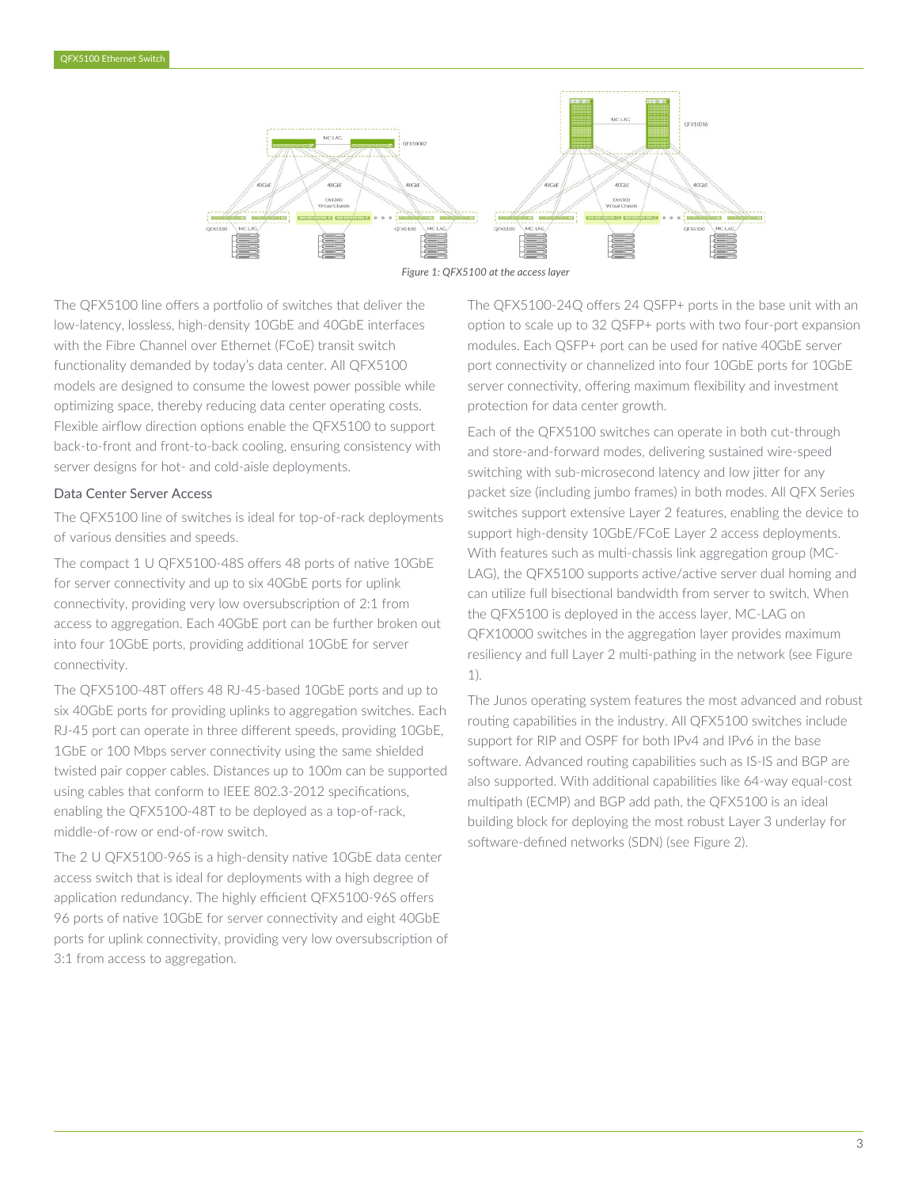*Figure 1: QFX5100 at the access layer*

The QFX5100 line offers a portfolio of switches that deliver the low-latency, lossless, high-density 10GbE and 40GbE interfaces with the Fibre Channel over Ethernet (FCoE) transit switch functionality demanded by today's data center. All QFX5100 models are designed to consume the lowest power possible while optimizing space, thereby reducing data center operating costs. Flexible airflow direction options enable the QFX5100 to support back-to-front and front-to-back cooling, ensuring consistency with server designs for hot- and cold-aisle deployments.

## Data Center Server Access

The QFX5100 line of switches is ideal for top-of-rack deployments of various densities and speeds.

The compact 1 U QFX5100-48S offers 48 ports of native 10GbE for server connectivity and up to six 40GbE ports for uplink connectivity, providing very low oversubscription of 2:1 from access to aggregation. Each 40GbE port can be further broken out into four 10GbE ports, providing additional 10GbE for server connectivity.

The QFX5100-48T offers 48 RJ-45-based 10GbE ports and up to six 40GbE ports for providing uplinks to aggregation switches. Each RJ-45 port can operate in three different speeds, providing 10GbE, 1GbE or 100 Mbps server connectivity using the same shielded twisted pair copper cables. Distances up to 100m can be supported using cables that conform to IEEE 802.3-2012 specifications, enabling the QFX5100-48T to be deployed as a top-of-rack, middle-of-row or end-of-row switch.

The 2 U QFX5100-96S is a high-density native 10GbE data center access switch that is ideal for deployments with a high degree of application redundancy. The highly efficient QFX5100-96S offers 96 ports of native 10GbE for server connectivity and eight 40GbE ports for uplink connectivity, providing very low oversubscription of 3:1 from access to aggregation.

The QFX5100-24Q offers 24 QSFP+ ports in the base unit with an option to scale up to 32 QSFP+ ports with two four-port expansion modules. Each QSFP+ port can be used for native 40GbE server port connectivity or channelized into four 10GbE ports for 10GbE server connectivity, offering maximum flexibility and investment protection for data center growth.

Each of the QFX5100 switches can operate in both cut-through and store-and-forward modes, delivering sustained wire-speed switching with sub-microsecond latency and low jitter for any packet size (including jumbo frames) in both modes. All QFX Series switches support extensive Layer 2 features, enabling the device to support high-density 10GbE/FCoE Layer 2 access deployments. With features such as multi-chassis link aggregation group (MC-LAG), the QFX5100 supports active/active server dual homing and can utilize full bisectional bandwidth from server to switch. When the QFX5100 is deployed in the access layer, MC-LAG on QFX10000 switches in the aggregation layer provides maximum resiliency and full Layer 2 multi-pathing in the network (see Figure 1).

The Junos operating system features the most advanced and robust routing capabilities in the industry. All QFX5100 switches include support for RIP and OSPF for both IPv4 and IPv6 in the base software. Advanced routing capabilities such as IS-IS and BGP are also supported. With additional capabilities like 64-way equal-cost multipath (ECMP) and BGP add path, the QFX5100 is an ideal building block for deploying the most robust Layer 3 underlay for software-defined networks (SDN) (see Figure 2).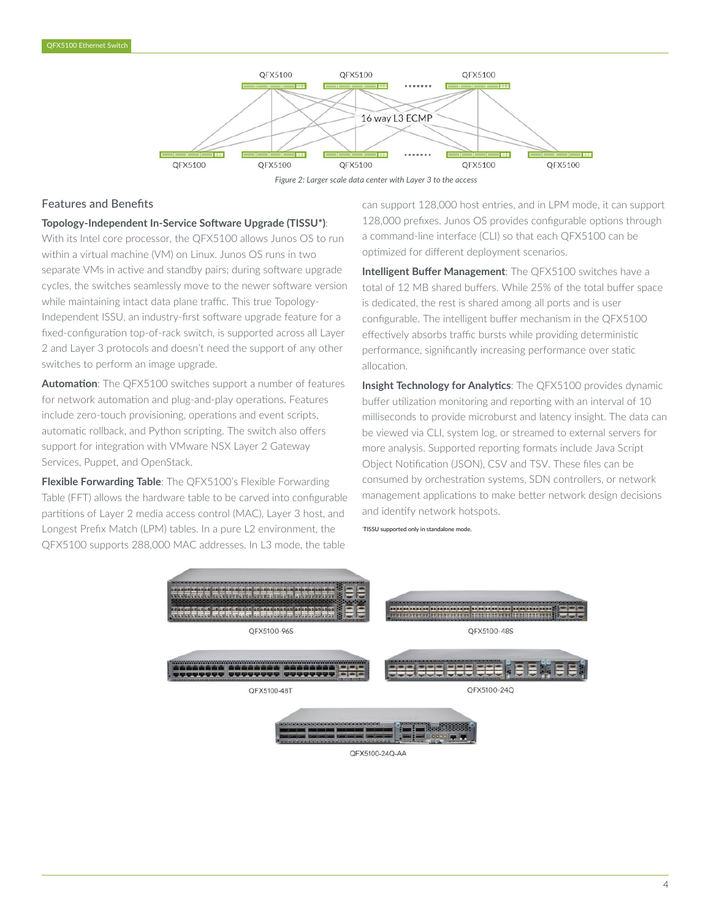Figure 2: Larger scale data center with Layer 3 to the access

## Features and Benefits

**Topology-Independent In-Service Software Upgrade (TISSU*)**: With its Intel core processor, the QFX5100 allows Junos OS to run within a virtual machine (VM) on Linux. Junos OS runs in two separate VMs in active and standby pairs; during software upgrade cycles, the switches seamlessly move to the newer software version while maintaining intact data plane traffic. This true Topology-Independent ISSU, an industry-first software upgrade feature for a fixed-configuration top-of-rack switch, is supported across all Layer 2 and Layer 3 protocols and doesn't need the support of any other switches to perform an image upgrade.

**Automation**: The QFX5100 switches support a number of features for network automation and plug-and-play operations. Features include zero-touch provisioning, operations and event scripts, automatic rollback, and Python scripting. The switch also offers support for integration with VMware NSX Layer 2 Gateway Services, Puppet, and OpenStack.

**Flexible Forwarding Table**: The QFX5100's Flexible Forwarding Table (FFT) allows the hardware table to be carved into configurable partitions of Layer 2 media access control (MAC), Layer 3 host, and Longest Prefix Match (LPM) tables. In a pure L2 environment, the QFX5100 supports 288,000 MAC addresses. In L3 mode, the table can support 128,000 host entries, and in LPM mode, it can support 128,000 prefixes. Junos OS provides configurable options through a command-line interface (CLI) so that each QFX5100 can be optimized for different deployment scenarios.

**Intelligent Buffer Management**: The QFX5100 switches have a total of 12 MB shared buffers. While 25% of the total buffer space is dedicated, the rest is shared among all ports and is user configurable. The intelligent buffer mechanism in the QFX5100 effectively absorbs traffic bursts while providing deterministic performance, significantly increasing performance over static allocation.

**Insight Technology for Analytics**: The QFX5100 provides dynamic buffer utilization monitoring and reporting with an interval of 10 milliseconds to provide microburst and latency insight. The data can be viewed via CLI, system log, or streamed to external servers for more analysis. Supported reporting formats include Java Script Object Notification (JSON), CSV and TSV. These files can be consumed by orchestration systems, SDN controllers, or network management applications to make better network design decisions and identify network hotspots.

*TISSU supported only in standalone mode.

QFX5100-96S

QFX5100-48S

QFX5100-48T

QFX5100-24Q

QFX5100-24Q-AA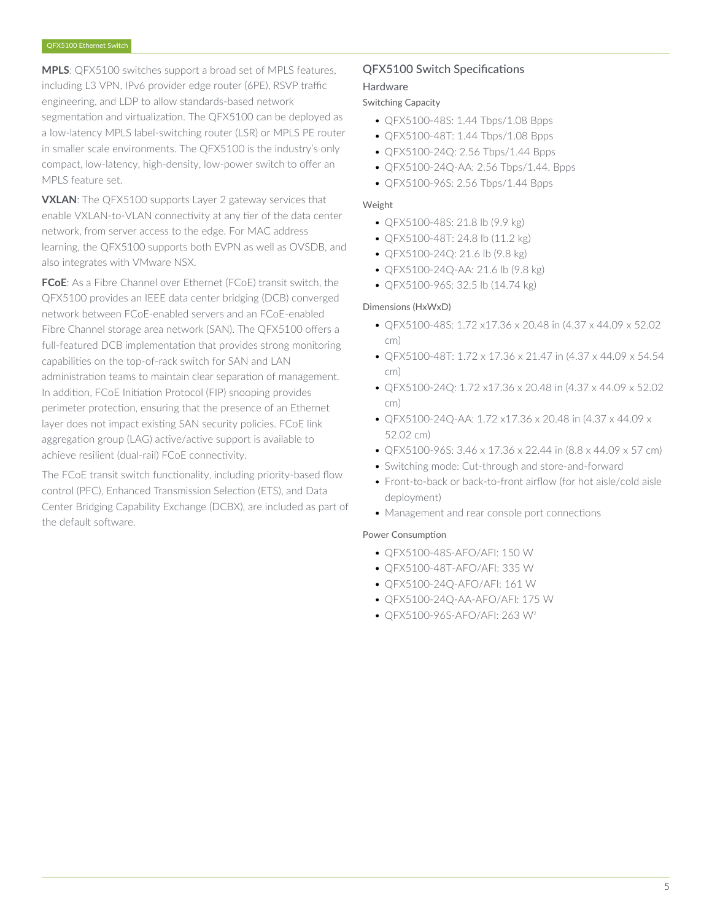**MPLS**: QFX5100 switches support a broad set of MPLS features, including L3 VPN, IPv6 provider edge router (6PE), RSVP traffic engineering, and LDP to allow standards-based network segmentation and virtualization. The QFX5100 can be deployed as a low-latency MPLS label-switching router (LSR) or MPLS PE router in smaller scale environments. The QFX5100 is the industry's only compact, low-latency, high-density, low-power switch to offer an MPLS feature set.

**VXLAN**: The QFX5100 supports Layer 2 gateway services that enable VXLAN-to-VLAN connectivity at any tier of the data center network, from server access to the edge. For MAC address learning, the QFX5100 supports both EVPN as well as OVSDB, and also integrates with VMware NSX.

**FCoE**: As a Fibre Channel over Ethernet (FCoE) transit switch, the QFX5100 provides an IEEE data center bridging (DCB) converged network between FCoE-enabled servers and an FCoE-enabled Fibre Channel storage area network (SAN). The QFX5100 offers a full-featured DCB implementation that provides strong monitoring capabilities on the top-of-rack switch for SAN and LAN administration teams to maintain clear separation of management. In addition, FCoE Initiation Protocol (FIP) snooping provides perimeter protection, ensuring that the presence of an Ethernet layer does not impact existing SAN security policies. FCoE link aggregation group (LAG) active/active support is available to achieve resilient (dual-rail) FCoE connectivity.

The FCoE transit switch functionality, including priority-based flow control (PFC), Enhanced Transmission Selection (ETS), and Data Center Bridging Capability Exchange (DCBX), are included as part of the default software.

## QFX5100 Switch Specifications

### Hardware

#### Switching Capacity

- QFX5100-48S: 1.44 Tbps/1.08 Bpps
- QFX5100-48T: 1.44 Tbps/1.08 Bpps
- QFX5100-24Q: 2.56 Tbps/1.44 Bpps
- QFX5100-24Q-AA: 2.56 Tbps/1.44. Bpps
- QFX5100-96S: 2.56 Tbps/1.44 Bpps

#### Weight

- QFX5100-48S: 21.8 lb (9.9 kg)
- QFX5100-48T: 24.8 lb (11.2 kg)
- QFX5100-24Q: 21.6 lb (9.8 kg)
- QFX5100-24Q-AA: 21.6 lb (9.8 kg)
- QFX5100-96S: 32.5 lb (14.74 kg)

#### Dimensions (HxWxD)

- QFX5100-48S: 1.72 x17.36 x 20.48 in (4.37 x 44.09 x 52.02 cm)
- QFX5100-48T: 1.72 x 17.36 x 21.47 in (4.37 x 44.09 x 54.54 cm)
- QFX5100-24Q: 1.72 x17.36 x 20.48 in (4.37 x 44.09 x 52.02 cm)
- QFX5100-24Q-AA: 1.72 x17.36 x 20.48 in (4.37 x 44.09 x 52.02 cm)
- QFX5100-96S: 3.46 x 17.36 x 22.44 in (8.8 x 44.09 x 57 cm)
- Switching mode: Cut-through and store-and-forward
- Front-to-back or back-to-front airflow (for hot aisle/cold aisle deployment)
- Management and rear console port connections

#### Power Consumption

- QFX5100-48S-AFO/AFI: 150 W
- QFX5100-48T-AFO/AFI: 335 W
- QFX5100-24Q-AFO/AFI: 161 W
- QFX5100-24Q-AA-AFO/AFI: 175 W
- QFX5100-96S-AFO/AFI: 263 W[2]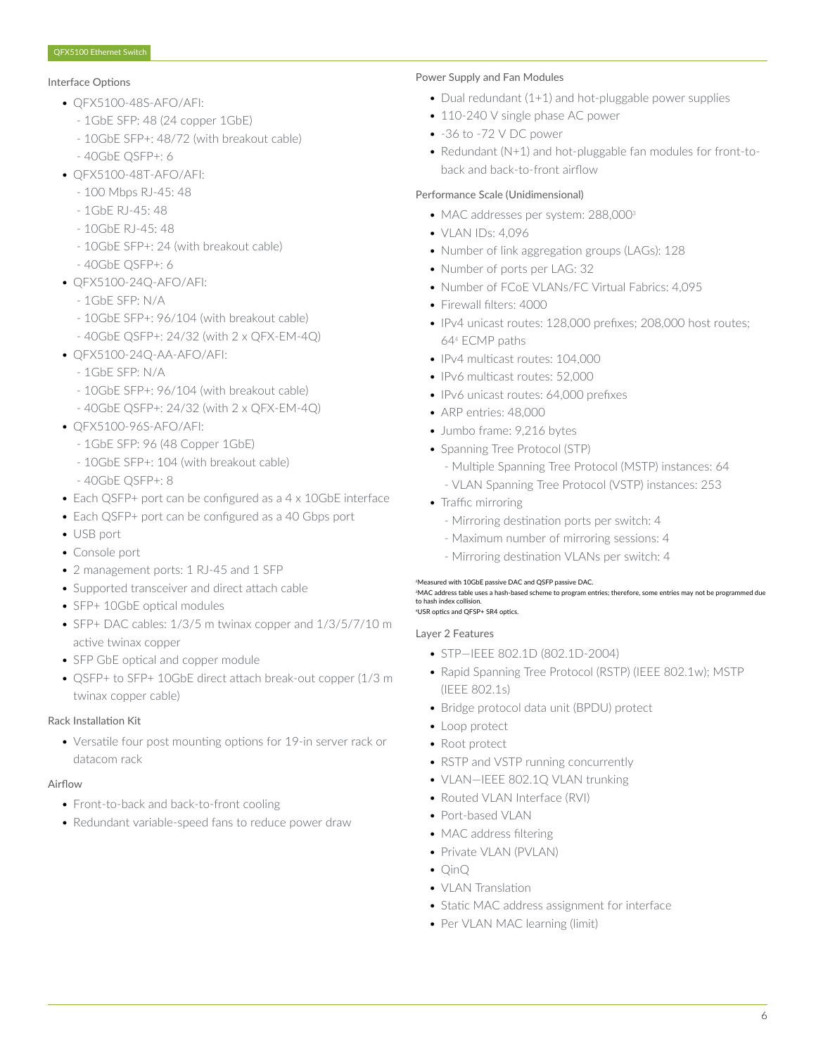### Interface Options

- QFX5100-48S-AFO/AFI:
  - 1GbE SFP: 48 (24 copper 1GbE)
  - 10GbE SFP+: 48/72 (with breakout cable)
  - 40GbE QSFP+: 6
- QFX5100-48T-AFO/AFI:
  - 100 Mbps RJ-45: 48
  - 1GbE RJ-45: 48
  - 10GbE RJ-45: 48
  - 10GbE SFP+: 24 (with breakout cable)
  - 40GbE QSFP+: 6
- QFX5100-24Q-AFO/AFI:
  - 1GbE SFP: N/A
  - 10GbE SFP+: 96/104 (with breakout cable)
  - 40GbE QSFP+: 24/32 (with 2 x QFX-EM-4Q)
- QFX5100-24Q-AA-AFO/AFI:
  - 1GbE SFP: N/A
  - 10GbE SFP+: 96/104 (with breakout cable)
  - 40GbE QSFP+: 24/32 (with 2 x QFX-EM-4Q)
- QFX5100-96S-AFO/AFI:
  - 1GbE SFP: 96 (48 Copper 1GbE)
  - 10GbE SFP+: 104 (with breakout cable)
  - 40GbE QSFP+: 8
- Each QSFP+ port can be configured as a 4 x 10GbE interface
- Each QSFP+ port can be configured as a 40 Gbps port
- USB port
- Console port
- 2 management ports: 1 RJ-45 and 1 SFP
- Supported transceiver and direct attach cable
- SFP+ 10GbE optical modules
- SFP+ DAC cables: 1/3/5 m twinax copper and 1/3/5/7/10 m active twinax copper
- SFP GbE optical and copper module
- QSFP+ to SFP+ 10GbE direct attach break-out copper (1/3 m twinax copper cable)

### Rack Installation Kit

- Versatile four post mounting options for 19-in server rack or datacom rack

### Airflow

- Front-to-back and back-to-front cooling
- Redundant variable-speed fans to reduce power draw

### Power Supply and Fan Modules

- Dual redundant (1+1) and hot-pluggable power supplies
- 110-240 V single phase AC power
- -36 to -72 V DC power
- Redundant (N+1) and hot-pluggable fan modules for front-to-back and back-to-front airflow

### Performance Scale (Unidimensional)

- MAC addresses per system: 288,000[3]
- VLAN IDs: 4,096
- Number of link aggregation groups (LAGs): 128
- Number of ports per LAG: 32
- Number of FCoE VLANs/FC Virtual Fabrics: 4,095
- Firewall filters: 4000
- IPv4 unicast routes: 128,000 prefixes; 208,000 host routes; 64[4] ECMP paths
- IPv4 multicast routes: 104,000
- IPv6 multicast routes: 52,000
- IPv6 unicast routes: 64,000 prefixes
- ARP entries: 48,000
- Jumbo frame: 9,216 bytes
- Spanning Tree Protocol (STP)
  - Multiple Spanning Tree Protocol (MSTP) instances: 64
  - VLAN Spanning Tree Protocol (VSTP) instances: 253
- Traffic mirroring
  - Mirroring destination ports per switch: 4
  - Maximum number of mirroring sessions: 4
  - Mirroring destination VLANs per switch: 4

[2]Measured with 10GbE passive DAC and QSFP passive DAC.
[3]MAC address table uses a hash-based scheme to program entries; therefore, some entries may not be programmed due to hash index collision.
[4]USR optics and QFSP+ SR4 optics.

### Layer 2 Features

- STP—IEEE 802.1D (802.1D-2004)
- Rapid Spanning Tree Protocol (RSTP) (IEEE 802.1w); MSTP (IEEE 802.1s)
- Bridge protocol data unit (BPDU) protect
- Loop protect
- Root protect
- RSTP and VSTP running concurrently
- VLAN—IEEE 802.1Q VLAN trunking
- Routed VLAN Interface (RVI)
- Port-based VLAN
- MAC address filtering
- Private VLAN (PVLAN)
- QinQ
- VLAN Translation
- Static MAC address assignment for interface
- Per VLAN MAC learning (limit)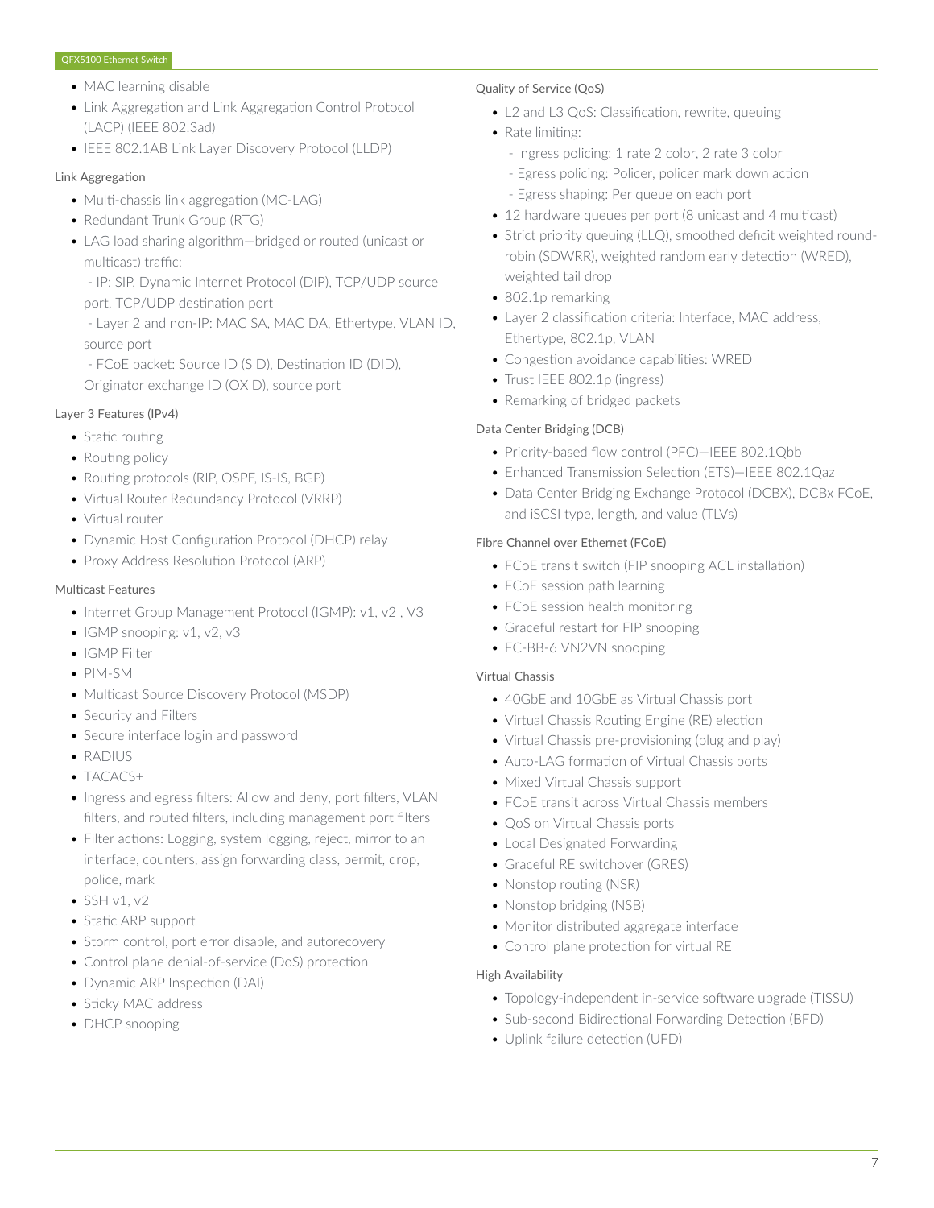- MAC learning disable
- Link Aggregation and Link Aggregation Control Protocol (LACP) (IEEE 802.3ad)
- IEEE 802.1AB Link Layer Discovery Protocol (LLDP)

### Link Aggregation

- Multi-chassis link aggregation (MC-LAG)
- Redundant Trunk Group (RTG)
- LAG load sharing algorithm—bridged or routed (unicast or multicast) traffic:
  - IP: SIP, Dynamic Internet Protocol (DIP), TCP/UDP source port, TCP/UDP destination port
  - Layer 2 and non-IP: MAC SA, MAC DA, Ethertype, VLAN ID, source port
  - FCoE packet: Source ID (SID), Destination ID (DID), Originator exchange ID (OXID), source port

### Layer 3 Features (IPv4)

- Static routing
- Routing policy
- Routing protocols (RIP, OSPF, IS-IS, BGP)
- Virtual Router Redundancy Protocol (VRRP)
- Virtual router
- Dynamic Host Configuration Protocol (DHCP) relay
- Proxy Address Resolution Protocol (ARP)

### Multicast Features

- Internet Group Management Protocol (IGMP): v1, v2 , V3
- IGMP snooping: v1, v2, v3
- IGMP Filter
- PIM-SM
- Multicast Source Discovery Protocol (MSDP)
- Security and Filters
- Secure interface login and password
- RADIUS
- TACACS+
- Ingress and egress filters: Allow and deny, port filters, VLAN filters, and routed filters, including management port filters
- Filter actions: Logging, system logging, reject, mirror to an interface, counters, assign forwarding class, permit, drop, police, mark
- SSH v1, v2
- Static ARP support
- Storm control, port error disable, and autorecovery
- Control plane denial-of-service (DoS) protection
- Dynamic ARP Inspection (DAI)
- Sticky MAC address
- DHCP snooping

### Quality of Service (QoS)

- L2 and L3 QoS: Classification, rewrite, queuing
- Rate limiting:
  - Ingress policing: 1 rate 2 color, 2 rate 3 color
  - Egress policing: Policer, policer mark down action
  - Egress shaping: Per queue on each port
- 12 hardware queues per port (8 unicast and 4 multicast)
- Strict priority queuing (LLQ), smoothed deficit weighted round-robin (SDWRR), weighted random early detection (WRED), weighted tail drop
- 802.1p remarking
- Layer 2 classification criteria: Interface, MAC address, Ethertype, 802.1p, VLAN
- Congestion avoidance capabilities: WRED
- Trust IEEE 802.1p (ingress)
- Remarking of bridged packets

### Data Center Bridging (DCB)

- Priority-based flow control (PFC)—IEEE 802.1Qbb
- Enhanced Transmission Selection (ETS)—IEEE 802.1Qaz
- Data Center Bridging Exchange Protocol (DCBX), DCBx FCoE, and iSCSI type, length, and value (TLVs)

### Fibre Channel over Ethernet (FCoE)

- FCoE transit switch (FIP snooping ACL installation)
- FCoE session path learning
- FCoE session health monitoring
- Graceful restart for FIP snooping
- FC-BB-6 VN2VN snooping

### Virtual Chassis

- 40GbE and 10GbE as Virtual Chassis port
- Virtual Chassis Routing Engine (RE) election
- Virtual Chassis pre-provisioning (plug and play)
- Auto-LAG formation of Virtual Chassis ports
- Mixed Virtual Chassis support
- FCoE transit across Virtual Chassis members
- QoS on Virtual Chassis ports
- Local Designated Forwarding
- Graceful RE switchover (GRES)
- Nonstop routing (NSR)
- Nonstop bridging (NSB)
- Monitor distributed aggregate interface
- Control plane protection for virtual RE

### High Availability

- Topology-independent in-service software upgrade (TISSU)
- Sub-second Bidirectional Forwarding Detection (BFD)
- Uplink failure detection (UFD)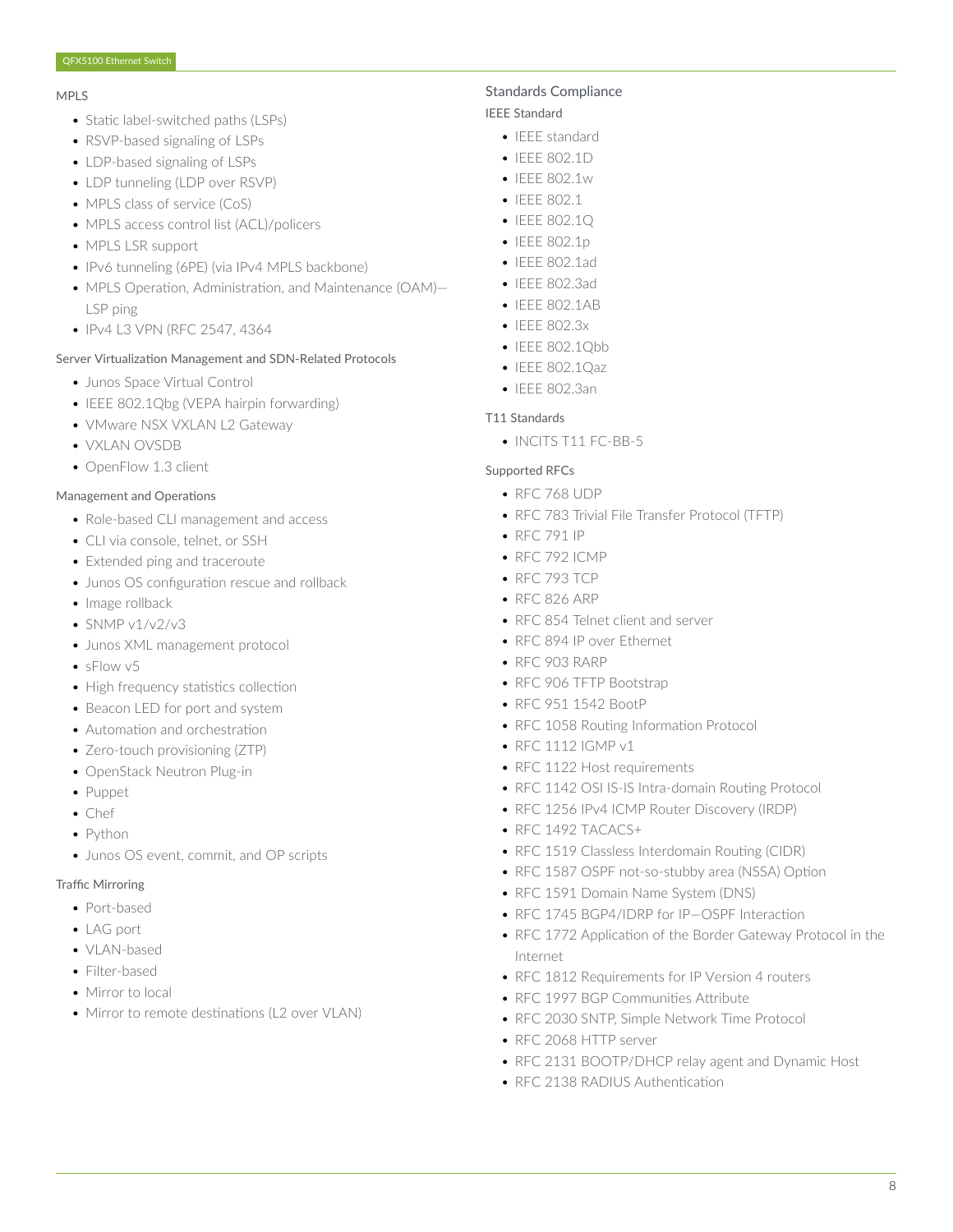### MPLS

- Static label-switched paths (LSPs)
- RSVP-based signaling of LSPs
- LDP-based signaling of LSPs
- LDP tunneling (LDP over RSVP)
- MPLS class of service (CoS)
- MPLS access control list (ACL)/policers
- MPLS LSR support
- IPv6 tunneling (6PE) (via IPv4 MPLS backbone)
- MPLS Operation, Administration, and Maintenance (OAM)—LSP ping
- IPv4 L3 VPN (RFC 2547, 4364

### Server Virtualization Management and SDN-Related Protocols

- Junos Space Virtual Control
- IEEE 802.1Qbg (VEPA hairpin forwarding)
- VMware NSX VXLAN L2 Gateway
- VXLAN OVSDB
- OpenFlow 1.3 client

### Management and Operations

- Role-based CLI management and access
- CLI via console, telnet, or SSH
- Extended ping and traceroute
- Junos OS configuration rescue and rollback
- Image rollback
- SNMP v1/v2/v3
- Junos XML management protocol
- sFlow v5
- High frequency statistics collection
- Beacon LED for port and system
- Automation and orchestration
- Zero-touch provisioning (ZTP)
- OpenStack Neutron Plug-in
- Puppet
- Chef
- Python
- Junos OS event, commit, and OP scripts

### Traffic Mirroring

- Port-based
- LAG port
- VLAN-based
- Filter-based
- Mirror to local
- Mirror to remote destinations (L2 over VLAN)

## Standards Compliance

### IEEE Standard

- IEEE standard
- IEEE 802.1D
- IEEE 802.1w
- IEEE 802.1
- IEEE 802.1Q
- IEEE 802.1p
- IEEE 802.1ad
- IEEE 802.3ad
- IEEE 802.1AB
- IEEE 802.3x
- IEEE 802.1Qbb
- IEEE 802.1Qaz
- IEEE 802.3an

### T11 Standards

- INCITS T11 FC-BB-5

### Supported RFCs

- RFC 768 UDP
- RFC 783 Trivial File Transfer Protocol (TFTP)
- RFC 791 IP
- RFC 792 ICMP
- RFC 793 TCP
- RFC 826 ARP
- RFC 854 Telnet client and server
- RFC 894 IP over Ethernet
- RFC 903 RARP
- RFC 906 TFTP Bootstrap
- RFC 951 1542 BootP
- RFC 1058 Routing Information Protocol
- RFC 1112 IGMP v1
- RFC 1122 Host requirements
- RFC 1142 OSI IS-IS Intra-domain Routing Protocol
- RFC 1256 IPv4 ICMP Router Discovery (IRDP)
- RFC 1492 TACACS+
- RFC 1519 Classless Interdomain Routing (CIDR)
- RFC 1587 OSPF not-so-stubby area (NSSA) Option
- RFC 1591 Domain Name System (DNS)
- RFC 1745 BGP4/IDRP for IP—OSPF Interaction
- RFC 1772 Application of the Border Gateway Protocol in the Internet
- RFC 1812 Requirements for IP Version 4 routers
- RFC 1997 BGP Communities Attribute
- RFC 2030 SNTP, Simple Network Time Protocol
- RFC 2068 HTTP server
- RFC 2131 BOOTP/DHCP relay agent and Dynamic Host
- RFC 2138 RADIUS Authentication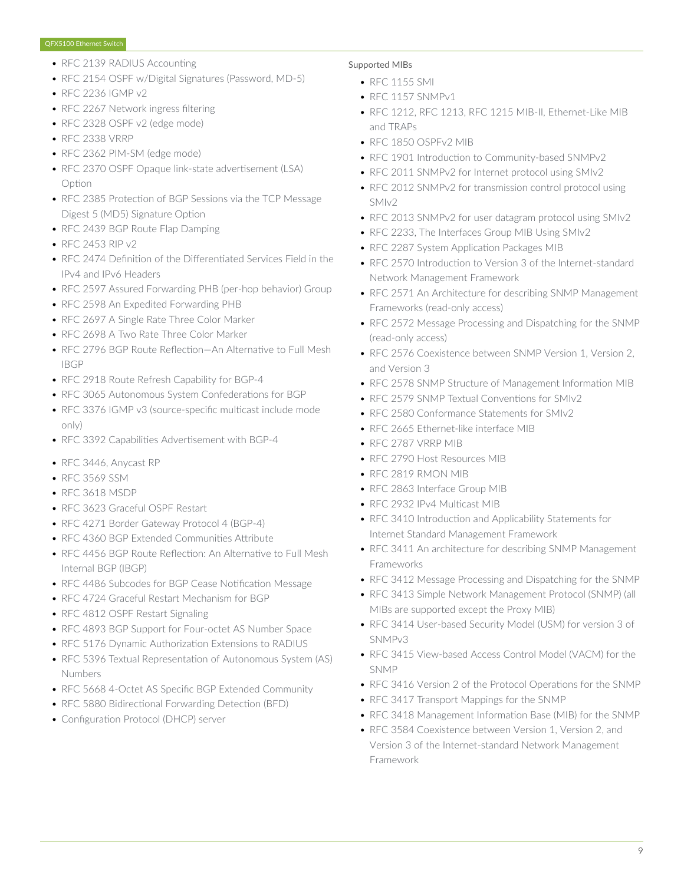- RFC 2139 RADIUS Accounting
- RFC 2154 OSPF w/Digital Signatures (Password, MD-5)
- RFC 2236 IGMP v2
- RFC 2267 Network ingress filtering
- RFC 2328 OSPF v2 (edge mode)
- RFC 2338 VRRP
- RFC 2362 PIM-SM (edge mode)
- RFC 2370 OSPF Opaque link-state advertisement (LSA) Option
- RFC 2385 Protection of BGP Sessions via the TCP Message Digest 5 (MD5) Signature Option
- RFC 2439 BGP Route Flap Damping
- RFC 2453 RIP v2
- RFC 2474 Definition of the Differentiated Services Field in the IPv4 and IPv6 Headers
- RFC 2597 Assured Forwarding PHB (per-hop behavior) Group
- RFC 2598 An Expedited Forwarding PHB
- RFC 2697 A Single Rate Three Color Marker
- RFC 2698 A Two Rate Three Color Marker
- RFC 2796 BGP Route Reflection—An Alternative to Full Mesh IBGP
- RFC 2918 Route Refresh Capability for BGP-4
- RFC 3065 Autonomous System Confederations for BGP
- RFC 3376 IGMP v3 (source-specific multicast include mode only)
- RFC 3392 Capabilities Advertisement with BGP-4
- RFC 3446, Anycast RP
- RFC 3569 SSM
- RFC 3618 MSDP
- RFC 3623 Graceful OSPF Restart
- RFC 4271 Border Gateway Protocol 4 (BGP-4)
- RFC 4360 BGP Extended Communities Attribute
- RFC 4456 BGP Route Reflection: An Alternative to Full Mesh Internal BGP (IBGP)
- RFC 4486 Subcodes for BGP Cease Notification Message
- RFC 4724 Graceful Restart Mechanism for BGP
- RFC 4812 OSPF Restart Signaling
- RFC 4893 BGP Support for Four-octet AS Number Space
- RFC 5176 Dynamic Authorization Extensions to RADIUS
- RFC 5396 Textual Representation of Autonomous System (AS) Numbers
- RFC 5668 4-Octet AS Specific BGP Extended Community
- RFC 5880 Bidirectional Forwarding Detection (BFD)
- Configuration Protocol (DHCP) server

Supported MIBs

- RFC 1155 SMI
- RFC 1157 SNMPv1
- RFC 1212, RFC 1213, RFC 1215 MIB-II, Ethernet-Like MIB and TRAPs
- RFC 1850 OSPFv2 MIB
- RFC 1901 Introduction to Community-based SNMPv2
- RFC 2011 SNMPv2 for Internet protocol using SMIv2
- RFC 2012 SNMPv2 for transmission control protocol using SMIv2
- RFC 2013 SNMPv2 for user datagram protocol using SMIv2
- RFC 2233, The Interfaces Group MIB Using SMIv2
- RFC 2287 System Application Packages MIB
- RFC 2570 Introduction to Version 3 of the Internet-standard Network Management Framework
- RFC 2571 An Architecture for describing SNMP Management Frameworks (read-only access)
- RFC 2572 Message Processing and Dispatching for the SNMP (read-only access)
- RFC 2576 Coexistence between SNMP Version 1, Version 2, and Version 3
- RFC 2578 SNMP Structure of Management Information MIB
- RFC 2579 SNMP Textual Conventions for SMIv2
- RFC 2580 Conformance Statements for SMIv2
- RFC 2665 Ethernet-like interface MIB
- RFC 2787 VRRP MIB
- RFC 2790 Host Resources MIB
- RFC 2819 RMON MIB
- RFC 2863 Interface Group MIB
- RFC 2932 IPv4 Multicast MIB
- RFC 3410 Introduction and Applicability Statements for Internet Standard Management Framework
- RFC 3411 An architecture for describing SNMP Management Frameworks
- RFC 3412 Message Processing and Dispatching for the SNMP
- RFC 3413 Simple Network Management Protocol (SNMP) (all MIBs are supported except the Proxy MIB)
- RFC 3414 User-based Security Model (USM) for version 3 of SNMPv3
- RFC 3415 View-based Access Control Model (VACM) for the SNMP
- RFC 3416 Version 2 of the Protocol Operations for the SNMP
- RFC 3417 Transport Mappings for the SNMP
- RFC 3418 Management Information Base (MIB) for the SNMP
- RFC 3584 Coexistence between Version 1, Version 2, and Version 3 of the Internet-standard Network Management Framework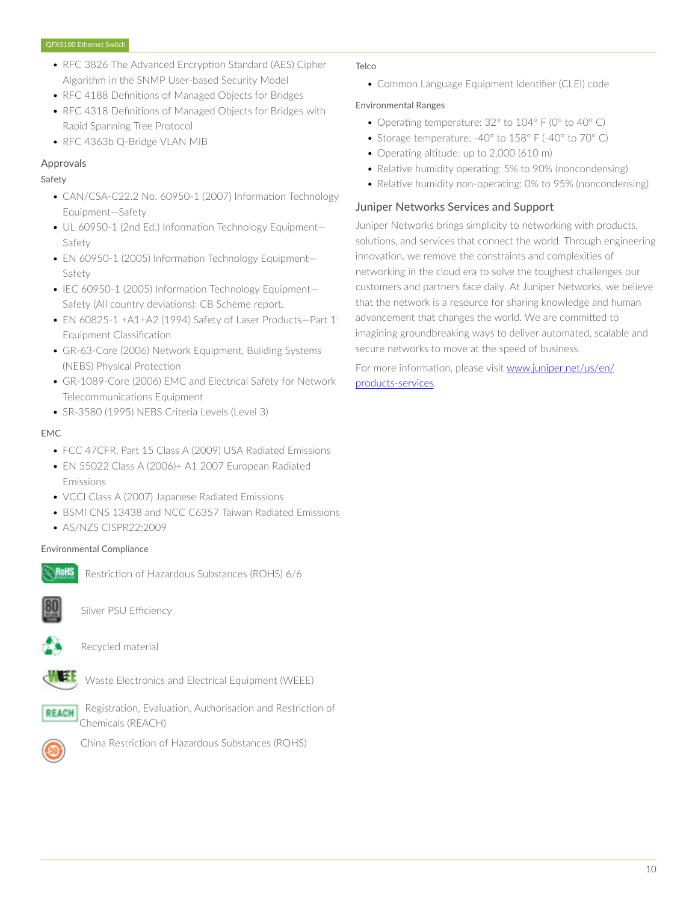- RFC 3826 The Advanced Encryption Standard (AES) Cipher Algorithm in the SNMP User-based Security Model
- RFC 4188 Definitions of Managed Objects for Bridges
- RFC 4318 Definitions of Managed Objects for Bridges with Rapid Spanning Tree Protocol
- RFC 4363b Q-Bridge VLAN MIB

## Approvals

### Safety

- CAN/CSA-C22.2 No. 60950-1 (2007) Information Technology Equipment—Safety
- UL 60950-1 (2nd Ed.) Information Technology Equipment—Safety
- EN 60950-1 (2005) Information Technology Equipment—Safety
- IEC 60950-1 (2005) Information Technology Equipment—Safety (All country deviations): CB Scheme report.
- EN 60825-1 +A1+A2 (1994) Safety of Laser Products—Part 1: Equipment Classification
- GR-63-Core (2006) Network Equipment, Building Systems (NEBS) Physical Protection
- GR-1089-Core (2006) EMC and Electrical Safety for Network Telecommunications Equipment
- SR-3580 (1995) NEBS Criteria Levels (Level 3)

### EMC

- FCC 47CFR, Part 15 Class A (2009) USA Radiated Emissions
- EN 55022 Class A (2006)+ A1 2007 European Radiated Emissions
- VCCI Class A (2007) Japanese Radiated Emissions
- BSMI CNS 13438 and NCC C6357 Taiwan Radiated Emissions
- AS/NZS CISPR22:2009

### Environmental Compliance

Restriction of Hazardous Substances (ROHS) 6/6

Silver PSU Efficiency

Recycled material

Waste Electronics and Electrical Equipment (WEEE)

Registration, Evaluation, Authorisation and Restriction of Chemicals (REACH)

China Restriction of Hazardous Substances (ROHS)

### Telco

- Common Language Equipment Identifier (CLEI) code

### Environmental Ranges

- Operating temperature: 32° to 104° F (0° to 40° C)
- Storage temperature: -40° to 158° F (-40° to 70° C)
- Operating altitude: up to 2,000 (610 m)
- Relative humidity operating: 5% to 90% (noncondensing)
- Relative humidity non-operating: 0% to 95% (noncondensing)

## Juniper Networks Services and Support

Juniper Networks brings simplicity to networking with products, solutions, and services that connect the world. Through engineering innovation, we remove the constraints and complexities of networking in the cloud era to solve the toughest challenges our customers and partners face daily. At Juniper Networks, we believe that the network is a resource for sharing knowledge and human advancement that changes the world. We are committed to imagining groundbreaking ways to deliver automated, scalable and secure networks to move at the speed of business.

For more information, please visit [www.juniper.net/us/en/products-services](www.juniper.net/us/en/products-services).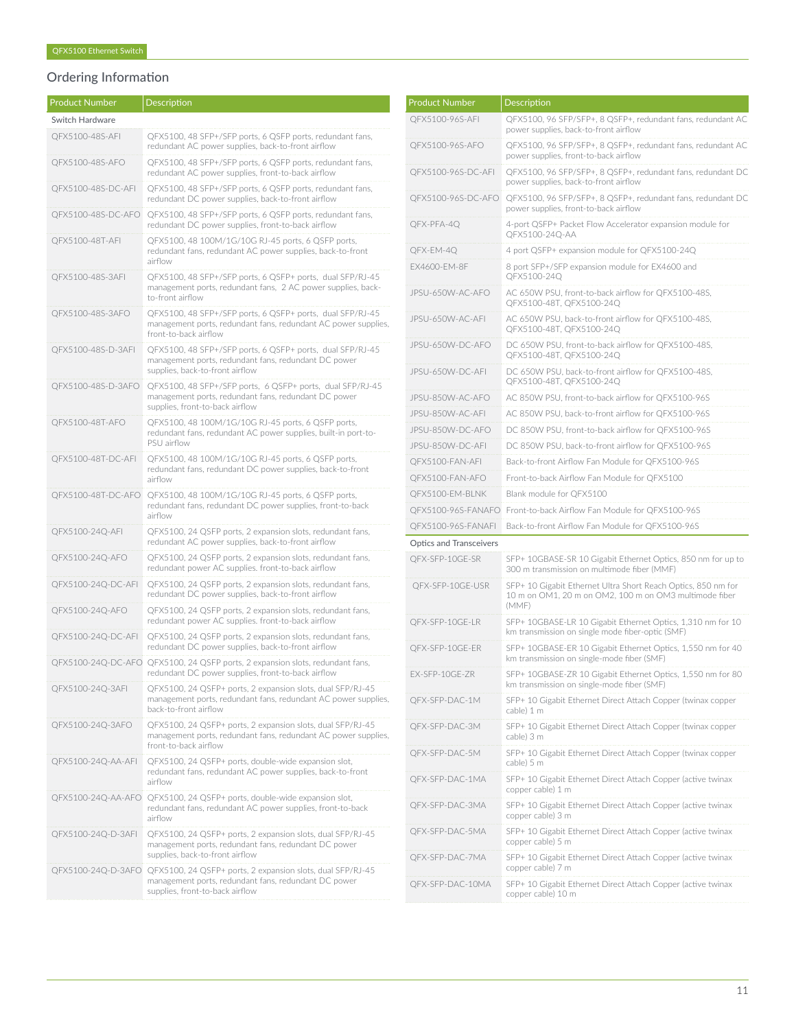## Ordering Information

| Product Number | Description |
|---|---|
| **Switch Hardware** | |
| QFX5100-48S-AFI | QFX5100, 48 SFP+/SFP ports, 6 QSFP ports, redundant fans, redundant AC power supplies, back-to-front airflow |
| QFX5100-48S-AFO | QFX5100, 48 SFP+/SFP ports, 6 QSFP ports, redundant fans, redundant AC power supplies, front-to-back airflow |
| QFX5100-48S-DC-AFI | QFX5100, 48 SFP+/SFP ports, 6 QSFP ports, redundant fans, redundant DC power supplies, back-to-front airflow |
| QFX5100-48S-DC-AFO | QFX5100, 48 SFP+/SFP ports, 6 QSFP ports, redundant fans, redundant DC power supplies, front-to-back airflow |
| QFX5100-48T-AFI | QFX5100, 48 100M/1G/10G RJ-45 ports, 6 QSFP ports, redundant fans, redundant AC power supplies, back-to-front airflow |
| QFX5100-48S-3AFI | QFX5100, 48 SFP+/SFP ports, 6 QSFP+ ports, dual SFP/RJ-45 management ports, redundant fans, 2 AC power supplies, back-to-front airflow |
| QFX5100-48S-3AFO | QFX5100, 48 SFP+/SFP ports, 6 QSFP+ ports, dual SFP/RJ-45 management ports, redundant fans, redundant AC power supplies, front-to-back airflow |
| QFX5100-48S-D-3AFI | QFX5100, 48 SFP+/SFP ports, 6 QSFP+ ports, dual SFP/RJ-45 management ports, redundant fans, redundant DC power supplies, back-to-front airflow |
| QFX5100-48S-D-3AFO | QFX5100, 48 SFP+/SFP ports, 6 QSFP+ ports, dual SFP/RJ-45 management ports, redundant fans, redundant DC power supplies, front-to-back airflow |
| QFX5100-48T-AFO | QFX5100, 48 100M/1G/10G RJ-45 ports, 6 QSFP ports, redundant fans, redundant AC power supplies, built-in port-to-PSU airflow |
| QFX5100-48T-DC-AFI | QFX5100, 48 100M/1G/10G RJ-45 ports, 6 QSFP ports, redundant fans, redundant DC power supplies, back-to-front airflow |
| QFX5100-48T-DC-AFO | QFX5100, 48 100M/1G/10G RJ-45 ports, 6 QSFP ports, redundant fans, redundant DC power supplies, front-to-back airflow |
| QFX5100-24Q-AFI | QFX5100, 24 QSFP ports, 2 expansion slots, redundant fans, redundant AC power supplies, back-to-front airflow |
| QFX5100-24Q-AFO | QFX5100, 24 QSFP ports, 2 expansion slots, redundant fans, redundant power AC supplies. front-to-back airflow |
| QFX5100-24Q-DC-AFI | QFX5100, 24 QSFP ports, 2 expansion slots, redundant fans, redundant DC power supplies, back-to-front airflow |
| QFX5100-24Q-AFO | QFX5100, 24 QSFP ports, 2 expansion slots, redundant fans, redundant power AC supplies. front-to-back airflow |
| QFX5100-24Q-DC-AFI | QFX5100, 24 QSFP ports, 2 expansion slots, redundant fans, redundant DC power supplies, back-to-front airflow |
| QFX5100-24Q-DC-AFO | QFX5100, 24 QSFP ports, 2 expansion slots, redundant fans, redundant DC power supplies, front-to-back airflow |
| QFX5100-24Q-3AFI | QFX5100, 24 QSFP+ ports, 2 expansion slots, dual SFP/RJ-45 management ports, redundant fans, redundant AC power supplies, back-to-front airflow |
| QFX5100-24Q-3AFO | QFX5100, 24 QSFP+ ports, 2 expansion slots, dual SFP/RJ-45 management ports, redundant fans, redundant AC power supplies, front-to-back airflow |
| QFX5100-24Q-AA-AFI | QFX5100, 24 QSFP+ ports, double-wide expansion slot, redundant fans, redundant AC power supplies, back-to-front airflow |
| QFX5100-24Q-AA-AFO | QFX5100, 24 QSFP+ ports, double-wide expansion slot, redundant fans, redundant AC power supplies, front-to-back airflow |
| QFX5100-24Q-D-3AFI | QFX5100, 24 QSFP+ ports, 2 expansion slots, dual SFP/RJ-45 management ports, redundant fans, redundant DC power supplies, back-to-front airflow |
| QFX5100-24Q-D-3AFO | QFX5100, 24 QSFP+ ports, 2 expansion slots, dual SFP/RJ-45 management ports, redundant fans, redundant DC power supplies, front-to-back airflow |
| QFX5100-96S-AFI | QFX5100, 96 SFP/SFP+, 8 QSFP+, redundant fans, redundant AC power supplies, back-to-front airflow |
| QFX5100-96S-AFO | QFX5100, 96 SFP/SFP+, 8 QSFP+, redundant fans, redundant AC power supplies, front-to-back airflow |
| QFX5100-96S-DC-AFI | QFX5100, 96 SFP/SFP+, 8 QSFP+, redundant fans, redundant DC power supplies, back-to-front airflow |
| QFX5100-96S-DC-AFO | QFX5100, 96 SFP/SFP+, 8 QSFP+, redundant fans, redundant DC power supplies, front-to-back airflow |
| QFX-PFA-4Q | 4-port QSFP+ Packet Flow Accelerator expansion module for QFX5100-24Q-AA |
| QFX-EM-4Q | 4 port QSFP+ expansion module for QFX5100-24Q |
| EX4600-EM-8F | 8 port SFP+/SFP expansion module for EX4600 and QFX5100-24Q |
| JPSU-650W-AC-AFO | AC 650W PSU, front-to-back airflow for QFX5100-48S, QFX5100-48T, QFX5100-24Q |
| JPSU-650W-AC-AFI | AC 650W PSU, back-to-front airflow for QFX5100-48S, QFX5100-48T, QFX5100-24Q |
| JPSU-650W-DC-AFO | DC 650W PSU, front-to-back airflow for QFX5100-48S, QFX5100-48T, QFX5100-24Q |
| JPSU-650W-DC-AFI | DC 650W PSU, back-to-front airflow for QFX5100-48S, QFX5100-48T, QFX5100-24Q |
| JPSU-850W-AC-AFO | AC 850W PSU, front-to-back airflow for QFX5100-96S |
| JPSU-850W-AC-AFI | AC 850W PSU, back-to-front airflow for QFX5100-96S |
| JPSU-850W-DC-AFO | DC 850W PSU, front-to-back airflow for QFX5100-96S |
| JPSU-850W-DC-AFI | DC 850W PSU, back-to-front airflow for QFX5100-96S |
| QFX5100-FAN-AFI | Back-to-front Airflow Fan Module for QFX5100-96S |
| QFX5100-FAN-AFO | Front-to-back Airflow Fan Module for QFX5100 |
| QFX5100-EM-BLNK | Blank module for QFX5100 |
| QFX5100-96S-FANAFO | Front-to-back Airflow Fan Module for QFX5100-96S |
| QFX5100-96S-FANAFI | Back-to-front Airflow Fan Module for QFX5100-96S |
| **Optics and Transceivers** | |
| QFX-SFP-10GE-SR | SFP+ 10GBASE-SR 10 Gigabit Ethernet Optics, 850 nm for up to 300 m transmission on multimode fiber (MMF) |
| QFX-SFP-10GE-USR | SFP+ 10 Gigabit Ethernet Ultra Short Reach Optics, 850 nm for 10 m on OM1, 20 m on OM2, 100 m on OM3 multimode fiber (MMF) |
| QFX-SFP-10GE-LR | SFP+ 10GBASE-LR 10 Gigabit Ethernet Optics, 1,310 nm for 10 km transmission on single mode fiber-optic (SMF) |
| QFX-SFP-10GE-ER | SFP+ 10GBASE-ER 10 Gigabit Ethernet Optics, 1,550 nm for 40 km transmission on single-mode fiber (SMF) |
| EX-SFP-10GE-ZR | SFP+ 10GBASE-ZR 10 Gigabit Ethernet Optics, 1,550 nm for 80 km transmission on single-mode fiber (SMF) |
| QFX-SFP-DAC-1M | SFP+ 10 Gigabit Ethernet Direct Attach Copper (twinax copper cable) 1 m |
| QFX-SFP-DAC-3M | SFP+ 10 Gigabit Ethernet Direct Attach Copper (twinax copper cable) 3 m |
| QFX-SFP-DAC-5M | SFP+ 10 Gigabit Ethernet Direct Attach Copper (twinax copper cable) 5 m |
| QFX-SFP-DAC-1MA | SFP+ 10 Gigabit Ethernet Direct Attach Copper (active twinax copper cable) 1 m |
| QFX-SFP-DAC-3MA | SFP+ 10 Gigabit Ethernet Direct Attach Copper (active twinax copper cable) 3 m |
| QFX-SFP-DAC-5MA | SFP+ 10 Gigabit Ethernet Direct Attach Copper (active twinax copper cable) 5 m |
| QFX-SFP-DAC-7MA | SFP+ 10 Gigabit Ethernet Direct Attach Copper (active twinax copper cable) 7 m |
| QFX-SFP-DAC-10MA | SFP+ 10 Gigabit Ethernet Direct Attach Copper (active twinax copper cable) 10 m |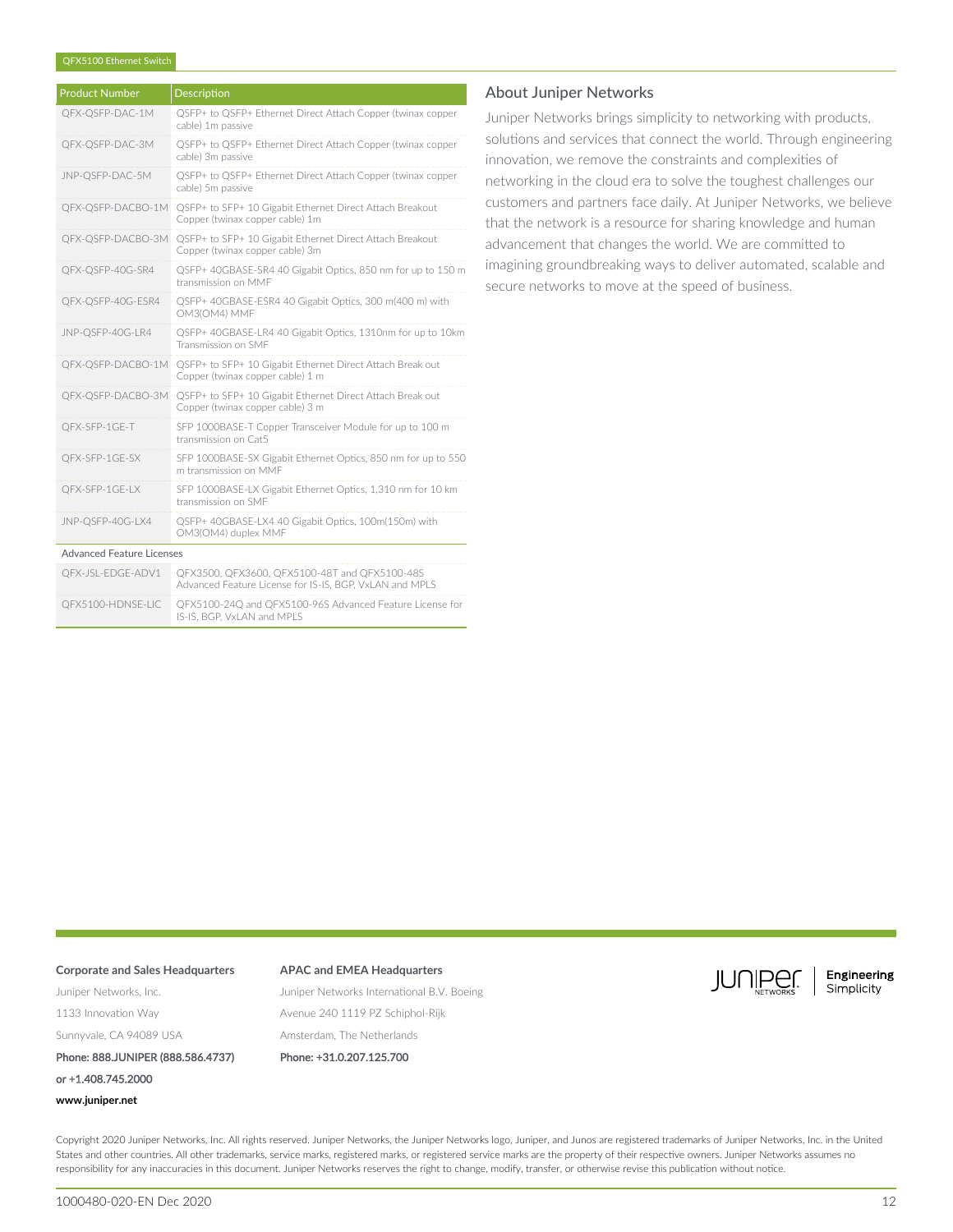| Product Number | Description |
|---|---|
| QFX-QSFP-DAC-1M | QSFP+ to QSFP+ Ethernet Direct Attach Copper (twinax copper cable) 1m passive |
| QFX-QSFP-DAC-3M | QSFP+ to QSFP+ Ethernet Direct Attach Copper (twinax copper cable) 3m passive |
| JNP-QSFP-DAC-5M | QSFP+ to QSFP+ Ethernet Direct Attach Copper (twinax copper cable) 5m passive |
| QFX-QSFP-DACBO-1M | QSFP+ to SFP+ 10 Gigabit Ethernet Direct Attach Breakout Copper (twinax copper cable) 1m |
| QFX-QSFP-DACBO-3M | QSFP+ to SFP+ 10 Gigabit Ethernet Direct Attach Breakout Copper (twinax copper cable) 3m |
| QFX-QSFP-40G-SR4 | QSFP+ 40GBASE-SR4 40 Gigabit Optics, 850 nm for up to 150 m transmission on MMF |
| QFX-QSFP-40G-ESR4 | QSFP+ 40GBASE-ESR4 40 Gigabit Optics, 300 m(400 m) with OM3(OM4) MMF |
| JNP-QSFP-40G-LR4 | QSFP+ 40GBASE-LR4 40 Gigabit Optics, 1310nm for up to 10km Transmission on SMF |
| QFX-QSFP-DACBO-1M | QSFP+ to SFP+ 10 Gigabit Ethernet Direct Attach Break out Copper (twinax copper cable) 1 m |
| QFX-QSFP-DACBO-3M | QSFP+ to SFP+ 10 Gigabit Ethernet Direct Attach Break out Copper (twinax copper cable) 3 m |
| QFX-SFP-1GE-T | SFP 1000BASE-T Copper Transceiver Module for up to 100 m transmission on Cat5 |
| QFX-SFP-1GE-SX | SFP 1000BASE-SX Gigabit Ethernet Optics, 850 nm for up to 550 m transmission on MMF |
| QFX-SFP-1GE-LX | SFP 1000BASE-LX Gigabit Ethernet Optics, 1,310 nm for 10 km transmission on SMF |
| JNP-QSFP-40G-LX4 | QSFP+ 40GBASE-LX4 40 Gigabit Optics, 100m(150m) with OM3(OM4) duplex MMF |
| **Advanced Feature Licenses** | |
| QFX-JSL-EDGE-ADV1 | QFX3500, QFX3600, QFX5100-48T and QFX5100-48S Advanced Feature License for IS-IS, BGP, VxLAN and MPLS |
| QFX5100-HDNSE-LIC | QFX5100-24Q and QFX5100-96S Advanced Feature License for IS-IS, BGP, VxLAN and MPLS |

## About Juniper Networks

Juniper Networks brings simplicity to networking with products, solutions and services that connect the world. Through engineering innovation, we remove the constraints and complexities of networking in the cloud era to solve the toughest challenges our customers and partners face daily. At Juniper Networks, we believe that the network is a resource for sharing knowledge and human advancement that changes the world. We are committed to imagining groundbreaking ways to deliver automated, scalable and secure networks to move at the speed of business.

**Corporate and Sales Headquarters**

Juniper Networks, Inc.

1133 Innovation Way

Sunnyvale, CA 94089 USA

**Phone: 888.JUNIPER (888.586.4737)**

**or +1.408.745.2000**

**www.juniper.net**

**APAC and EMEA Headquarters**

Juniper Networks International B.V. Boeing

Avenue 240 1119 PZ Schiphol-Rijk

Amsterdam, The Netherlands

**Phone: +31.0.207.125.700**

Copyright 2020 Juniper Networks, Inc. All rights reserved. Juniper Networks, the Juniper Networks logo, Juniper, and Junos are registered trademarks of Juniper Networks, Inc. in the United States and other countries. All other trademarks, service marks, registered marks, or registered service marks are the property of their respective owners. Juniper Networks assumes no responsibility for any inaccuracies in this document. Juniper Networks reserves the right to change, modify, transfer, or otherwise revise this publication without notice.

1000480-020-EN Dec 2020